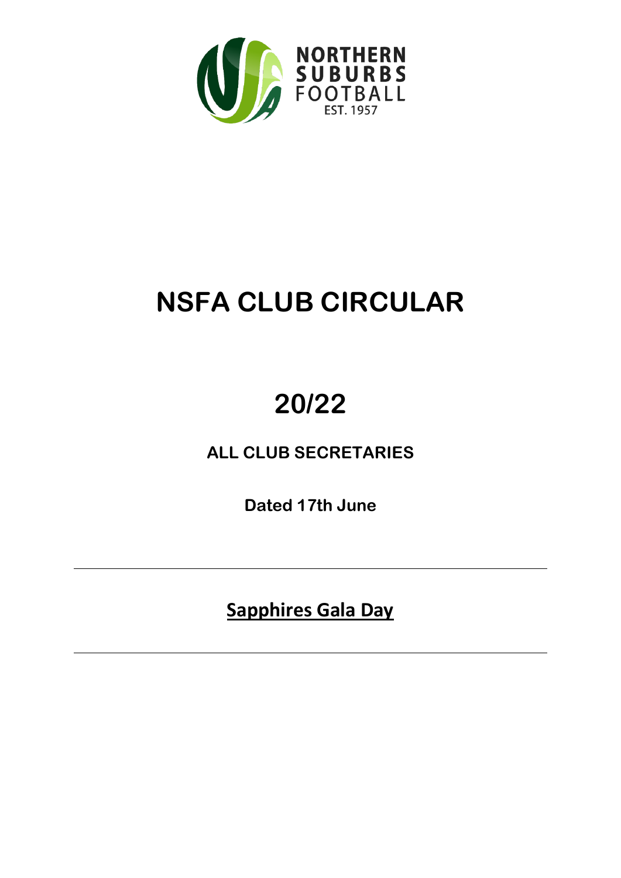NORTHERN SUBURBS FOOTBALL
EST. 1957

# NSFA CLUB CIRCULAR

# 20/22

**ALL CLUB SECRETARIES**

**Dated 17th June**

---

## Sapphires Gala Day

---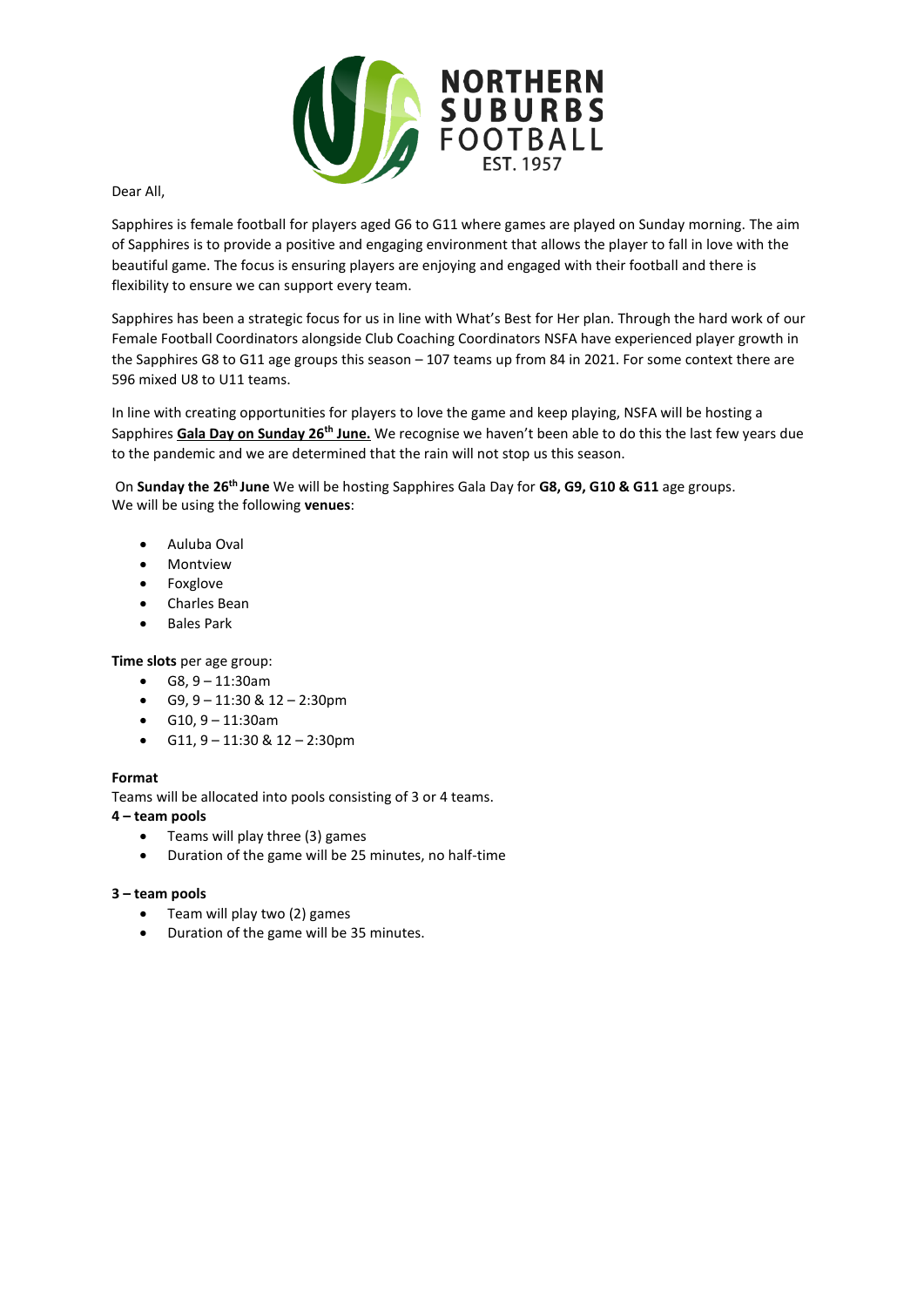Dear All,

Sapphires is female football for players aged G6 to G11 where games are played on Sunday morning. The aim of Sapphires is to provide a positive and engaging environment that allows the player to fall in love with the beautiful game. The focus is ensuring players are enjoying and engaged with their football and there is flexibility to ensure we can support every team.

Sapphires has been a strategic focus for us in line with What's Best for Her plan. Through the hard work of our Female Football Coordinators alongside Club Coaching Coordinators NSFA have experienced player growth in the Sapphires G8 to G11 age groups this season – 107 teams up from 84 in 2021. For some context there are 596 mixed U8 to U11 teams.

In line with creating opportunities for players to love the game and keep playing, NSFA will be hosting a Sapphires **Gala Day on Sunday 26th June.** We recognise we haven't been able to do this the last few years due to the pandemic and we are determined that the rain will not stop us this season.

On **Sunday the 26th June** We will be hosting Sapphires Gala Day for **G8, G9, G10 & G11** age groups. We will be using the following **venues**:

- Auluba Oval
- Montview
- Foxglove
- Charles Bean
- Bales Park

**Time slots** per age group:

- G8, 9 – 11:30am
- G9, 9 – 11:30 & 12 – 2:30pm
- G10, 9 – 11:30am
- G11, 9 – 11:30 & 12 – 2:30pm

**Format**

Teams will be allocated into pools consisting of 3 or 4 teams.

**4 – team pools**

- Teams will play three (3) games
- Duration of the game will be 25 minutes, no half-time

**3 – team pools**

- Team will play two (2) games
- Duration of the game will be 35 minutes.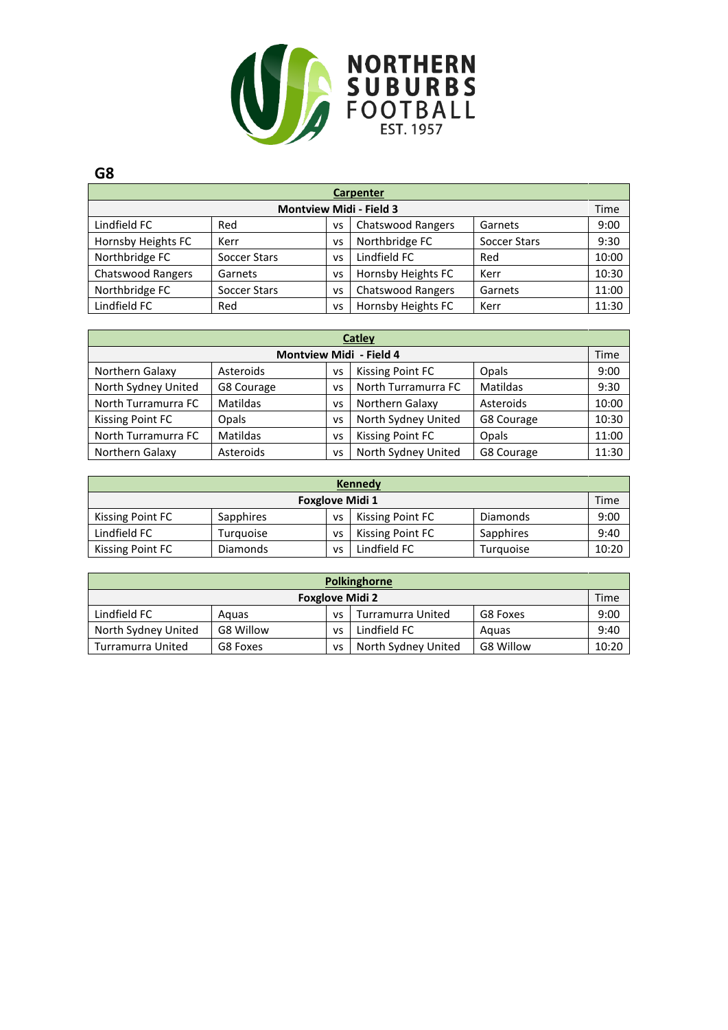NORTHERN SUBURBS FOOTBALL EST. 1957

## G8

| Carpenter | | | | | |
|---|---|---|---|---|---|
| Montview Midi - Field 3 | | | | | Time |
| Lindfield FC | Red | vs | Chatswood Rangers | Garnets | 9:00 |
| Hornsby Heights FC | Kerr | vs | Northbridge FC | Soccer Stars | 9:30 |
| Northbridge FC | Soccer Stars | vs | Lindfield FC | Red | 10:00 |
| Chatswood Rangers | Garnets | vs | Hornsby Heights FC | Kerr | 10:30 |
| Northbridge FC | Soccer Stars | vs | Chatswood Rangers | Garnets | 11:00 |
| Lindfield FC | Red | vs | Hornsby Heights FC | Kerr | 11:30 |

| Catley | | | | | |
|---|---|---|---|---|---|
| Montview Midi - Field 4 | | | | | Time |
| Northern Galaxy | Asteroids | vs | Kissing Point FC | Opals | 9:00 |
| North Sydney United | G8 Courage | vs | North Turramurra FC | Matildas | 9:30 |
| North Turramurra FC | Matildas | vs | Northern Galaxy | Asteroids | 10:00 |
| Kissing Point FC | Opals | vs | North Sydney United | G8 Courage | 10:30 |
| North Turramurra FC | Matildas | vs | Kissing Point FC | Opals | 11:00 |
| Northern Galaxy | Asteroids | vs | North Sydney United | G8 Courage | 11:30 |

| Kennedy | | | | | |
|---|---|---|---|---|---|
| Foxglove Midi 1 | | | | | Time |
| Kissing Point FC | Sapphires | vs | Kissing Point FC | Diamonds | 9:00 |
| Lindfield FC | Turquoise | vs | Kissing Point FC | Sapphires | 9:40 |
| Kissing Point FC | Diamonds | vs | Lindfield FC | Turquoise | 10:20 |

| Polkinghorne | | | | | |
|---|---|---|---|---|---|
| Foxglove Midi 2 | | | | | Time |
| Lindfield FC | Aquas | vs | Turramurra United | G8 Foxes | 9:00 |
| North Sydney United | G8 Willow | vs | Lindfield FC | Aquas | 9:40 |
| Turramurra United | G8 Foxes | vs | North Sydney United | G8 Willow | 10:20 |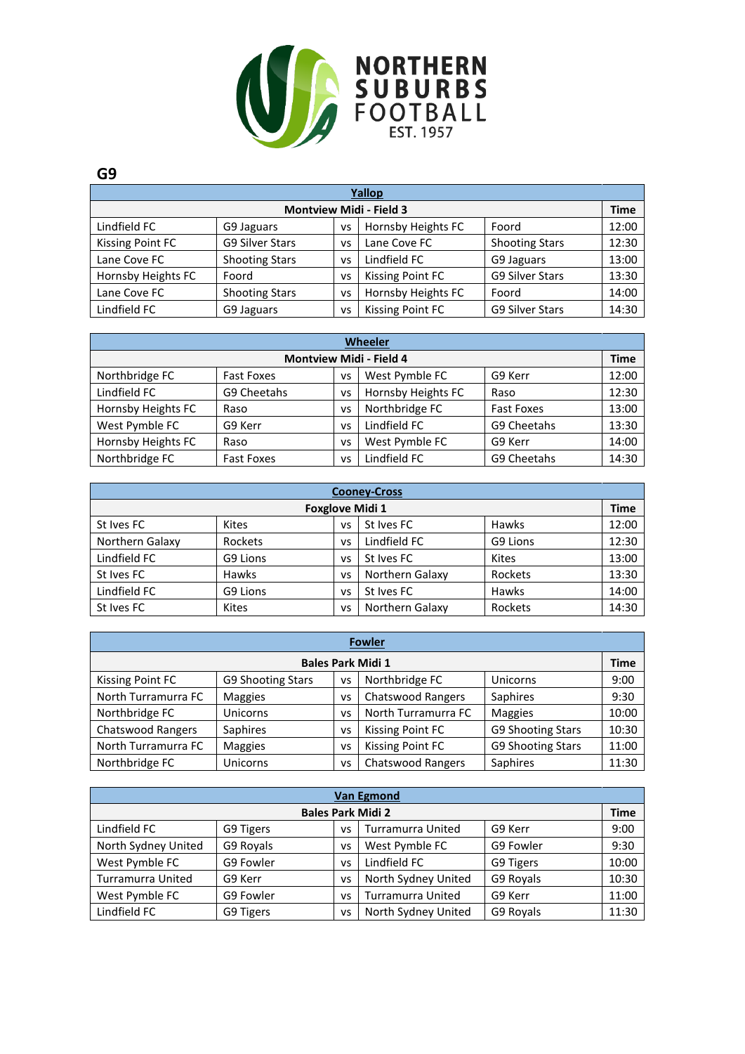# G9

| Yallop | | | | | |
|---|---|---|---|---|---|
| **Montview Midi - Field 3** | | | | | **Time** |
| Lindfield FC | G9 Jaguars | vs | Hornsby Heights FC | Foord | 12:00 |
| Kissing Point FC | G9 Silver Stars | vs | Lane Cove FC | Shooting Stars | 12:30 |
| Lane Cove FC | Shooting Stars | vs | Lindfield FC | G9 Jaguars | 13:00 |
| Hornsby Heights FC | Foord | vs | Kissing Point FC | G9 Silver Stars | 13:30 |
| Lane Cove FC | Shooting Stars | vs | Hornsby Heights FC | Foord | 14:00 |
| Lindfield FC | G9 Jaguars | vs | Kissing Point FC | G9 Silver Stars | 14:30 |

| Wheeler | | | | | |
|---|---|---|---|---|---|
| **Montview Midi - Field 4** | | | | | **Time** |
| Northbridge FC | Fast Foxes | vs | West Pymble FC | G9 Kerr | 12:00 |
| Lindfield FC | G9 Cheetahs | vs | Hornsby Heights FC | Raso | 12:30 |
| Hornsby Heights FC | Raso | vs | Northbridge FC | Fast Foxes | 13:00 |
| West Pymble FC | G9 Kerr | vs | Lindfield FC | G9 Cheetahs | 13:30 |
| Hornsby Heights FC | Raso | vs | West Pymble FC | G9 Kerr | 14:00 |
| Northbridge FC | Fast Foxes | vs | Lindfield FC | G9 Cheetahs | 14:30 |

| Cooney-Cross | | | | | |
|---|---|---|---|---|---|
| **Foxglove Midi 1** | | | | | **Time** |
| St Ives FC | Kites | vs | St Ives FC | Hawks | 12:00 |
| Northern Galaxy | Rockets | vs | Lindfield FC | G9 Lions | 12:30 |
| Lindfield FC | G9 Lions | vs | St Ives FC | Kites | 13:00 |
| St Ives FC | Hawks | vs | Northern Galaxy | Rockets | 13:30 |
| Lindfield FC | G9 Lions | vs | St Ives FC | Hawks | 14:00 |
| St Ives FC | Kites | vs | Northern Galaxy | Rockets | 14:30 |

| Fowler | | | | | |
|---|---|---|---|---|---|
| **Bales Park Midi 1** | | | | | **Time** |
| Kissing Point FC | G9 Shooting Stars | vs | Northbridge FC | Unicorns | 9:00 |
| North Turramurra FC | Maggies | vs | Chatswood Rangers | Saphires | 9:30 |
| Northbridge FC | Unicorns | vs | North Turramurra FC | Maggies | 10:00 |
| Chatswood Rangers | Saphires | vs | Kissing Point FC | G9 Shooting Stars | 10:30 |
| North Turramurra FC | Maggies | vs | Kissing Point FC | G9 Shooting Stars | 11:00 |
| Northbridge FC | Unicorns | vs | Chatswood Rangers | Saphires | 11:30 |

| Van Egmond | | | | | |
|---|---|---|---|---|---|
| **Bales Park Midi 2** | | | | | **Time** |
| Lindfield FC | G9 Tigers | vs | Turramurra United | G9 Kerr | 9:00 |
| North Sydney United | G9 Royals | vs | West Pymble FC | G9 Fowler | 9:30 |
| West Pymble FC | G9 Fowler | vs | Lindfield FC | G9 Tigers | 10:00 |
| Turramurra United | G9 Kerr | vs | North Sydney United | G9 Royals | 10:30 |
| West Pymble FC | G9 Fowler | vs | Turramurra United | G9 Kerr | 11:00 |
| Lindfield FC | G9 Tigers | vs | North Sydney United | G9 Royals | 11:30 |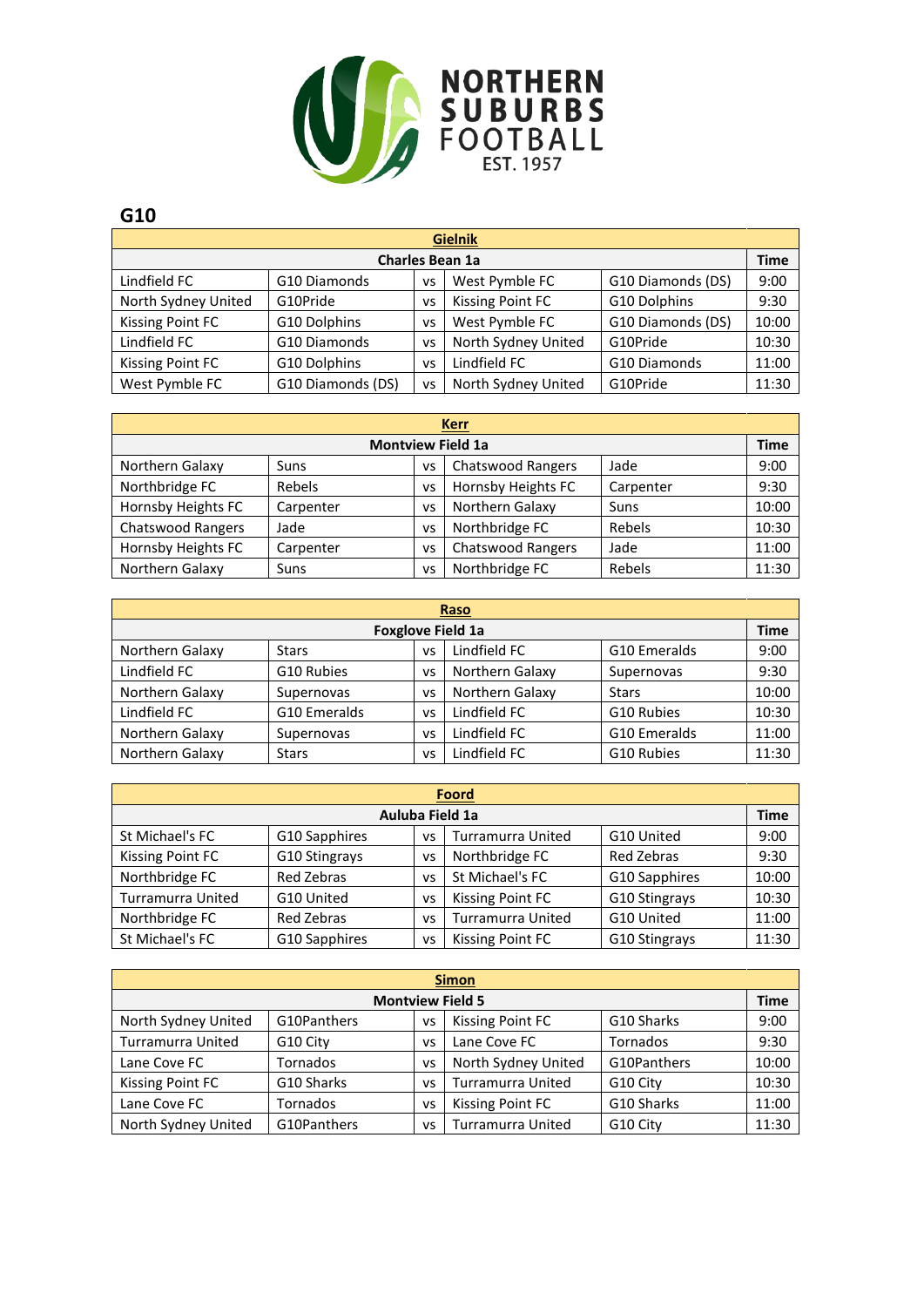NORTHERN SUBURBS FOOTBALL EST. 1957

## G10

| Gielnik | | | | | |
|---|---|---|---|---|---|
| **Charles Bean 1a** | | | | | **Time** |
| Lindfield FC | G10 Diamonds | vs | West Pymble FC | G10 Diamonds (DS) | 9:00 |
| North Sydney United | G10Pride | vs | Kissing Point FC | G10 Dolphins | 9:30 |
| Kissing Point FC | G10 Dolphins | vs | West Pymble FC | G10 Diamonds (DS) | 10:00 |
| Lindfield FC | G10 Diamonds | vs | North Sydney United | G10Pride | 10:30 |
| Kissing Point FC | G10 Dolphins | vs | Lindfield FC | G10 Diamonds | 11:00 |
| West Pymble FC | G10 Diamonds (DS) | vs | North Sydney United | G10Pride | 11:30 |

| Kerr | | | | | |
|---|---|---|---|---|---|
| **Montview Field 1a** | | | | | **Time** |
| Northern Galaxy | Suns | vs | Chatswood Rangers | Jade | 9:00 |
| Northbridge FC | Rebels | vs | Hornsby Heights FC | Carpenter | 9:30 |
| Hornsby Heights FC | Carpenter | vs | Northern Galaxy | Suns | 10:00 |
| Chatswood Rangers | Jade | vs | Northbridge FC | Rebels | 10:30 |
| Hornsby Heights FC | Carpenter | vs | Chatswood Rangers | Jade | 11:00 |
| Northern Galaxy | Suns | vs | Northbridge FC | Rebels | 11:30 |

| Raso | | | | | |
|---|---|---|---|---|---|
| **Foxglove Field 1a** | | | | | **Time** |
| Northern Galaxy | Stars | vs | Lindfield FC | G10 Emeralds | 9:00 |
| Lindfield FC | G10 Rubies | vs | Northern Galaxy | Supernovas | 9:30 |
| Northern Galaxy | Supernovas | vs | Northern Galaxy | Stars | 10:00 |
| Lindfield FC | G10 Emeralds | vs | Lindfield FC | G10 Rubies | 10:30 |
| Northern Galaxy | Supernovas | vs | Lindfield FC | G10 Emeralds | 11:00 |
| Northern Galaxy | Stars | vs | Lindfield FC | G10 Rubies | 11:30 |

| Foord | | | | | |
|---|---|---|---|---|---|
| **Auluba Field 1a** | | | | | **Time** |
| St Michael's FC | G10 Sapphires | vs | Turramurra United | G10 United | 9:00 |
| Kissing Point FC | G10 Stingrays | vs | Northbridge FC | Red Zebras | 9:30 |
| Northbridge FC | Red Zebras | vs | St Michael's FC | G10 Sapphires | 10:00 |
| Turramurra United | G10 United | vs | Kissing Point FC | G10 Stingrays | 10:30 |
| Northbridge FC | Red Zebras | vs | Turramurra United | G10 United | 11:00 |
| St Michael's FC | G10 Sapphires | vs | Kissing Point FC | G10 Stingrays | 11:30 |

| Simon | | | | | |
|---|---|---|---|---|---|
| **Montview Field 5** | | | | | **Time** |
| North Sydney United | G10Panthers | vs | Kissing Point FC | G10 Sharks | 9:00 |
| Turramurra United | G10 City | vs | Lane Cove FC | Tornados | 9:30 |
| Lane Cove FC | Tornados | vs | North Sydney United | G10Panthers | 10:00 |
| Kissing Point FC | G10 Sharks | vs | Turramurra United | G10 City | 10:30 |
| Lane Cove FC | Tornados | vs | Kissing Point FC | G10 Sharks | 11:00 |
| North Sydney United | G10Panthers | vs | Turramurra United | G10 City | 11:30 |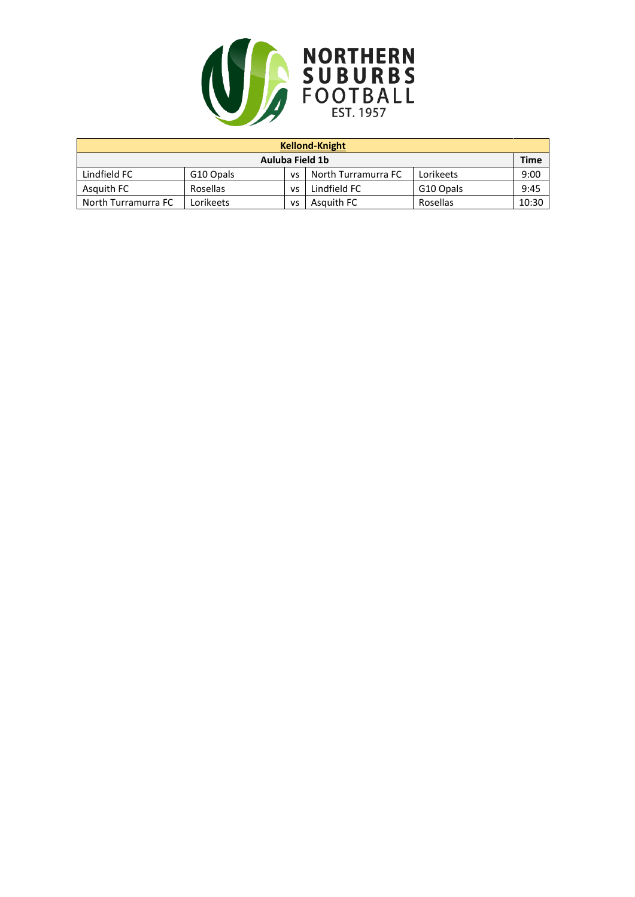NORTHERN SUBURBS FOOTBALL EST. 1957

| Kellond-Knight | | | | | |
|---|---|---|---|---|---|
| Auluba Field 1b | | | | | Time |
| Lindfield FC | G10 Opals | vs | North Turramurra FC | Lorikeets | 9:00 |
| Asquith FC | Rosellas | vs | Lindfield FC | G10 Opals | 9:45 |
| North Turramurra FC | Lorikeets | vs | Asquith FC | Rosellas | 10:30 |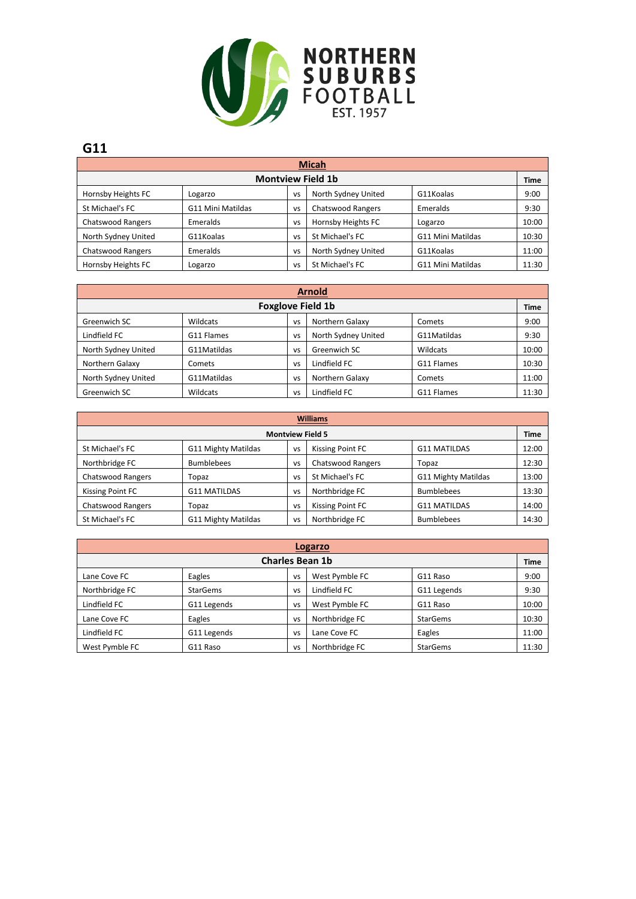# G11

| Micah | | | | | |
|---|---|---|---|---|---|
| **Montview Field 1b** | | | | | **Time** |
| Hornsby Heights FC | Logarzo | vs | North Sydney United | G11Koalas | 9:00 |
| St Michael's FC | G11 Mini Matildas | vs | Chatswood Rangers | Emeralds | 9:30 |
| Chatswood Rangers | Emeralds | vs | Hornsby Heights FC | Logarzo | 10:00 |
| North Sydney United | G11Koalas | vs | St Michael's FC | G11 Mini Matildas | 10:30 |
| Chatswood Rangers | Emeralds | vs | North Sydney United | G11Koalas | 11:00 |
| Hornsby Heights FC | Logarzo | vs | St Michael's FC | G11 Mini Matildas | 11:30 |

| Arnold | | | | | |
|---|---|---|---|---|---|
| **Foxglove Field 1b** | | | | | **Time** |
| Greenwich SC | Wildcats | vs | Northern Galaxy | Comets | 9:00 |
| Lindfield FC | G11 Flames | vs | North Sydney United | G11Matildas | 9:30 |
| North Sydney United | G11Matildas | vs | Greenwich SC | Wildcats | 10:00 |
| Northern Galaxy | Comets | vs | Lindfield FC | G11 Flames | 10:30 |
| North Sydney United | G11Matildas | vs | Northern Galaxy | Comets | 11:00 |
| Greenwich SC | Wildcats | vs | Lindfield FC | G11 Flames | 11:30 |

| Williams | | | | | |
|---|---|---|---|---|---|
| **Montview Field 5** | | | | | **Time** |
| St Michael's FC | G11 Mighty Matildas | vs | Kissing Point FC | G11 MATILDAS | 12:00 |
| Northbridge FC | Bumblebees | vs | Chatswood Rangers | Topaz | 12:30 |
| Chatswood Rangers | Topaz | vs | St Michael's FC | G11 Mighty Matildas | 13:00 |
| Kissing Point FC | G11 MATILDAS | vs | Northbridge FC | Bumblebees | 13:30 |
| Chatswood Rangers | Topaz | vs | Kissing Point FC | G11 MATILDAS | 14:00 |
| St Michael's FC | G11 Mighty Matildas | vs | Northbridge FC | Bumblebees | 14:30 |

| Logarzo | | | | | |
|---|---|---|---|---|---|
| **Charles Bean 1b** | | | | | **Time** |
| Lane Cove FC | Eagles | vs | West Pymble FC | G11 Raso | 9:00 |
| Northbridge FC | StarGems | vs | Lindfield FC | G11 Legends | 9:30 |
| Lindfield FC | G11 Legends | vs | West Pymble FC | G11 Raso | 10:00 |
| Lane Cove FC | Eagles | vs | Northbridge FC | StarGems | 10:30 |
| Lindfield FC | G11 Legends | vs | Lane Cove FC | Eagles | 11:00 |
| West Pymble FC | G11 Raso | vs | Northbridge FC | StarGems | 11:30 |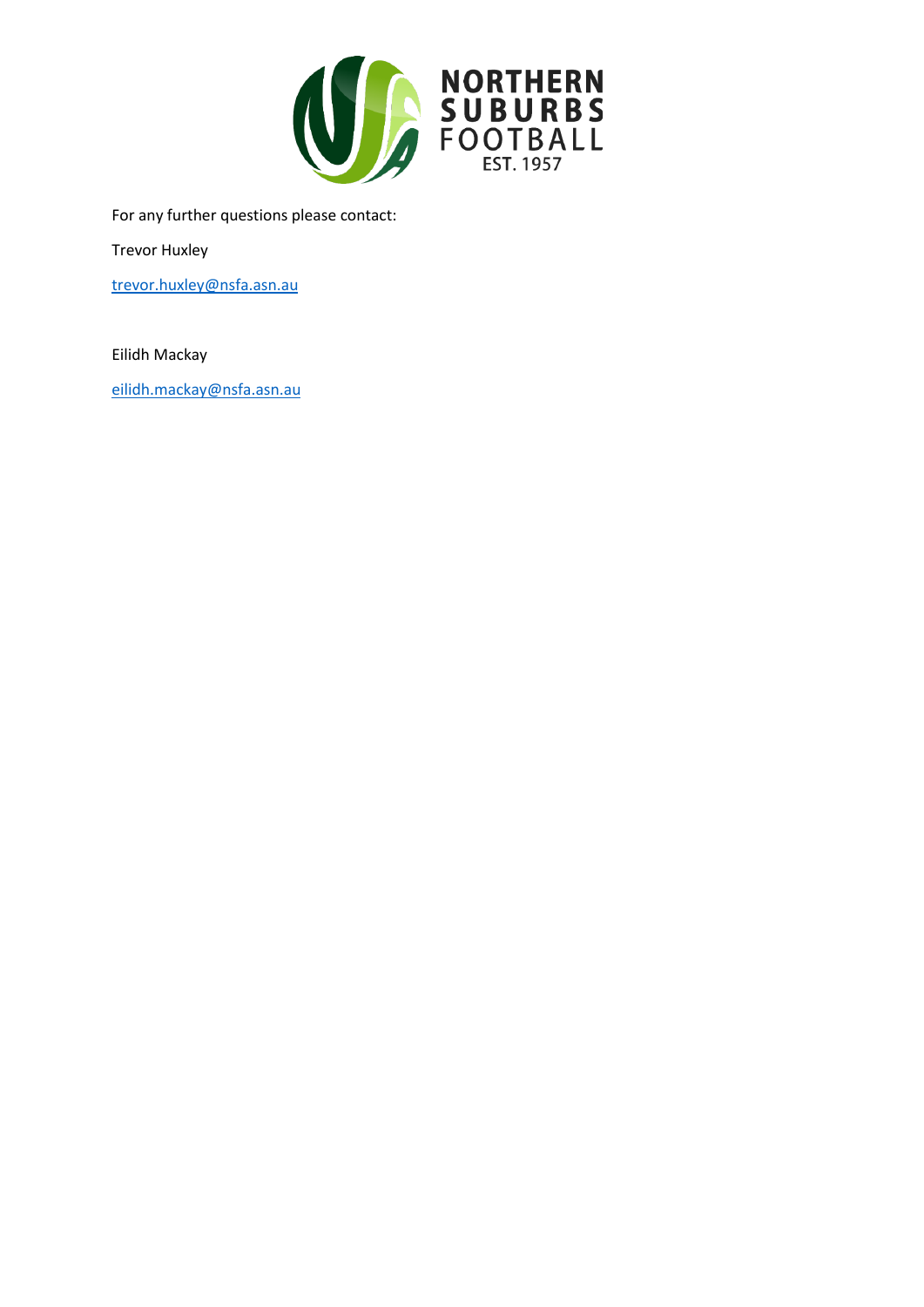For any further questions please contact:

Trevor Huxley

trevor.huxley@nsfa.asn.au

Eilidh Mackay

eilidh.mackay@nsfa.asn.au